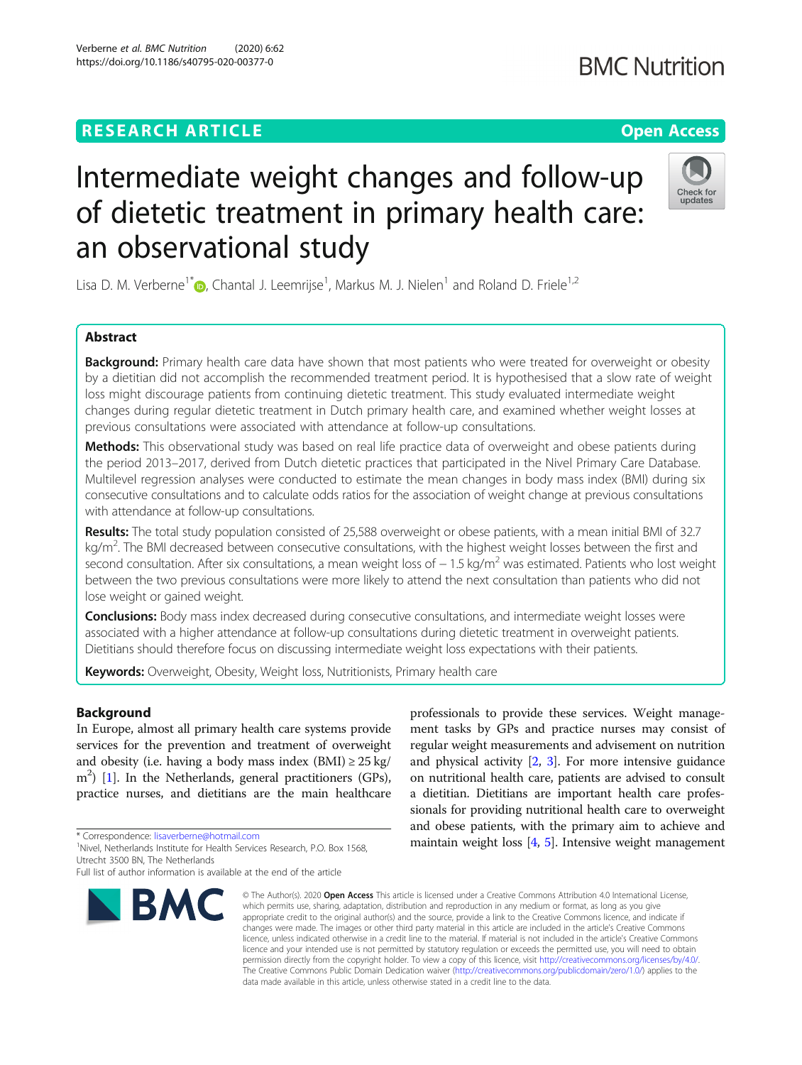RESEARCH ARTICLE

Open Access

# Intermediate weight changes and follow-up of dietetic treatment in primary health care: an observational study

Lisa D. M. Verberne[1*], Chantal J. Leemrijse[1], Markus M. J. Nielen[1] and Roland D. Friele[1,2]

## Abstract

**Background:** Primary health care data have shown that most patients who were treated for overweight or obesity by a dietitian did not accomplish the recommended treatment period. It is hypothesised that a slow rate of weight loss might discourage patients from continuing dietetic treatment. This study evaluated intermediate weight changes during regular dietetic treatment in Dutch primary health care, and examined whether weight losses at previous consultations were associated with attendance at follow-up consultations.

**Methods:** This observational study was based on real life practice data of overweight and obese patients during the period 2013–2017, derived from Dutch dietetic practices that participated in the Nivel Primary Care Database. Multilevel regression analyses were conducted to estimate the mean changes in body mass index (BMI) during six consecutive consultations and to calculate odds ratios for the association of weight change at previous consultations with attendance at follow-up consultations.

**Results:** The total study population consisted of 25,588 overweight or obese patients, with a mean initial BMI of 32.7 kg/m$^2$. The BMI decreased between consecutive consultations, with the highest weight losses between the first and second consultation. After six consultations, a mean weight loss of − 1.5 kg/m$^2$ was estimated. Patients who lost weight between the two previous consultations were more likely to attend the next consultation than patients who did not lose weight or gained weight.

**Conclusions:** Body mass index decreased during consecutive consultations, and intermediate weight losses were associated with a higher attendance at follow-up consultations during dietetic treatment in overweight patients. Dietitians should therefore focus on discussing intermediate weight loss expectations with their patients.

**Keywords:** Overweight, Obesity, Weight loss, Nutritionists, Primary health care

## Background

In Europe, almost all primary health care systems provide services for the prevention and treatment of overweight and obesity (i.e. having a body mass index (BMI) ≥ 25 kg/m$^2$) [1]. In the Netherlands, general practitioners (GPs), practice nurses, and dietitians are the main healthcare professionals to provide these services. Weight management tasks by GPs and practice nurses may consist of regular weight measurements and advisement on nutrition and physical activity [2, 3]. For more intensive guidance on nutritional health care, patients are advised to consult a dietitian. Dietitians are important health care professionals for providing nutritional health care to overweight and obese patients, with the primary aim to achieve and maintain weight loss [4, 5]. Intensive weight management

\* Correspondence: lisaverberne@hotmail.com
[1]Nivel, Netherlands Institute for Health Services Research, P.O. Box 1568, Utrecht 3500 BN, The Netherlands
Full list of author information is available at the end of the article

© The Author(s). 2020 **Open Access** This article is licensed under a Creative Commons Attribution 4.0 International License, which permits use, sharing, adaptation, distribution and reproduction in any medium or format, as long as you give appropriate credit to the original author(s) and the source, provide a link to the Creative Commons licence, and indicate if changes were made. The images or other third party material in this article are included in the article's Creative Commons licence, unless indicated otherwise in a credit line to the material. If material is not included in the article's Creative Commons licence and your intended use is not permitted by statutory regulation or exceeds the permitted use, you will need to obtain permission directly from the copyright holder. To view a copy of this licence, visit http://creativecommons.org/licenses/by/4.0/. The Creative Commons Public Domain Dedication waiver (http://creativecommons.org/publicdomain/zero/1.0/) applies to the data made available in this article, unless otherwise stated in a credit line to the data.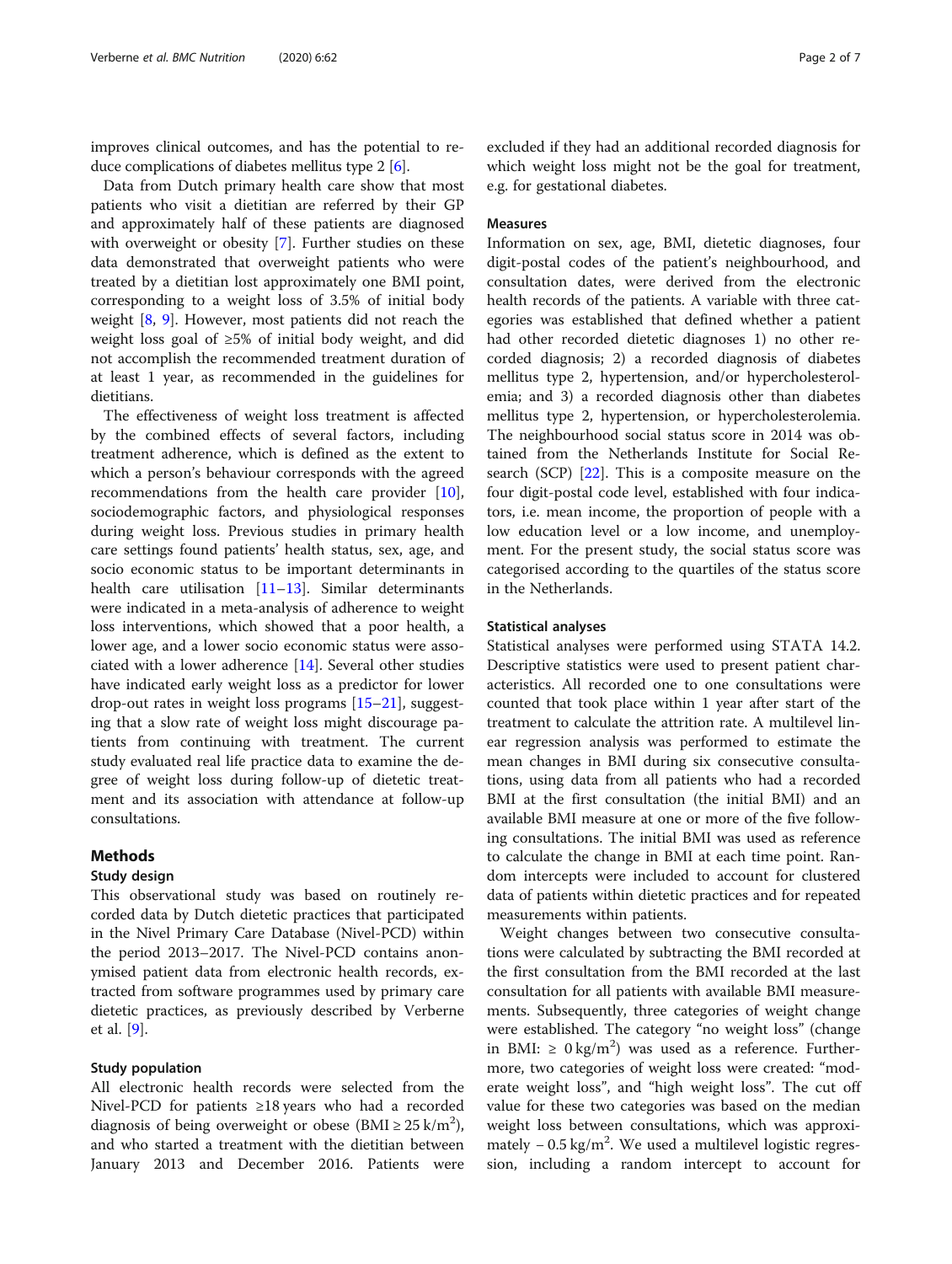improves clinical outcomes, and has the potential to reduce complications of diabetes mellitus type 2 [6].

Data from Dutch primary health care show that most patients who visit a dietitian are referred by their GP and approximately half of these patients are diagnosed with overweight or obesity [7]. Further studies on these data demonstrated that overweight patients who were treated by a dietitian lost approximately one BMI point, corresponding to a weight loss of 3.5% of initial body weight [8, 9]. However, most patients did not reach the weight loss goal of ≥5% of initial body weight, and did not accomplish the recommended treatment duration of at least 1 year, as recommended in the guidelines for dietitians.

The effectiveness of weight loss treatment is affected by the combined effects of several factors, including treatment adherence, which is defined as the extent to which a person's behaviour corresponds with the agreed recommendations from the health care provider [10], sociodemographic factors, and physiological responses during weight loss. Previous studies in primary health care settings found patients' health status, sex, age, and socio economic status to be important determinants in health care utilisation [11–13]. Similar determinants were indicated in a meta-analysis of adherence to weight loss interventions, which showed that a poor health, a lower age, and a lower socio economic status were associated with a lower adherence [14]. Several other studies have indicated early weight loss as a predictor for lower drop-out rates in weight loss programs [15–21], suggesting that a slow rate of weight loss might discourage patients from continuing with treatment. The current study evaluated real life practice data to examine the degree of weight loss during follow-up of dietetic treatment and its association with attendance at follow-up consultations.

## Methods

### Study design

This observational study was based on routinely recorded data by Dutch dietetic practices that participated in the Nivel Primary Care Database (Nivel-PCD) within the period 2013–2017. The Nivel-PCD contains anonymised patient data from electronic health records, extracted from software programmes used by primary care dietetic practices, as previously described by Verberne et al. [9].

### Study population

All electronic health records were selected from the Nivel-PCD for patients ≥18 years who had a recorded diagnosis of being overweight or obese (BMI ≥ 25 $k/m^2$), and who started a treatment with the dietitian between January 2013 and December 2016. Patients were excluded if they had an additional recorded diagnosis for which weight loss might not be the goal for treatment, e.g. for gestational diabetes.

### Measures

Information on sex, age, BMI, dietetic diagnoses, four digit-postal codes of the patient's neighbourhood, and consultation dates, were derived from the electronic health records of the patients. A variable with three categories was established that defined whether a patient had other recorded dietetic diagnoses 1) no other recorded diagnosis; 2) a recorded diagnosis of diabetes mellitus type 2, hypertension, and/or hypercholesterolemia; and 3) a recorded diagnosis other than diabetes mellitus type 2, hypertension, or hypercholesterolemia. The neighbourhood social status score in 2014 was obtained from the Netherlands Institute for Social Research (SCP) [22]. This is a composite measure on the four digit-postal code level, established with four indicators, i.e. mean income, the proportion of people with a low education level or a low income, and unemployment. For the present study, the social status score was categorised according to the quartiles of the status score in the Netherlands.

### Statistical analyses

Statistical analyses were performed using STATA 14.2. Descriptive statistics were used to present patient characteristics. All recorded one to one consultations were counted that took place within 1 year after start of the treatment to calculate the attrition rate. A multilevel linear regression analysis was performed to estimate the mean changes in BMI during six consecutive consultations, using data from all patients who had a recorded BMI at the first consultation (the initial BMI) and an available BMI measure at one or more of the five following consultations. The initial BMI was used as reference to calculate the change in BMI at each time point. Random intercepts were included to account for clustered data of patients within dietetic practices and for repeated measurements within patients.

Weight changes between two consecutive consultations were calculated by subtracting the BMI recorded at the first consultation from the BMI recorded at the last consultation for all patients with available BMI measurements. Subsequently, three categories of weight change were established. The category "no weight loss" (change in BMI: ≥ 0 $kg/m^2$) was used as a reference. Furthermore, two categories of weight loss were created: "moderate weight loss", and "high weight loss". The cut off value for these two categories was based on the median weight loss between consultations, which was approximately − 0.5 $kg/m^2$. We used a multilevel logistic regression, including a random intercept to account for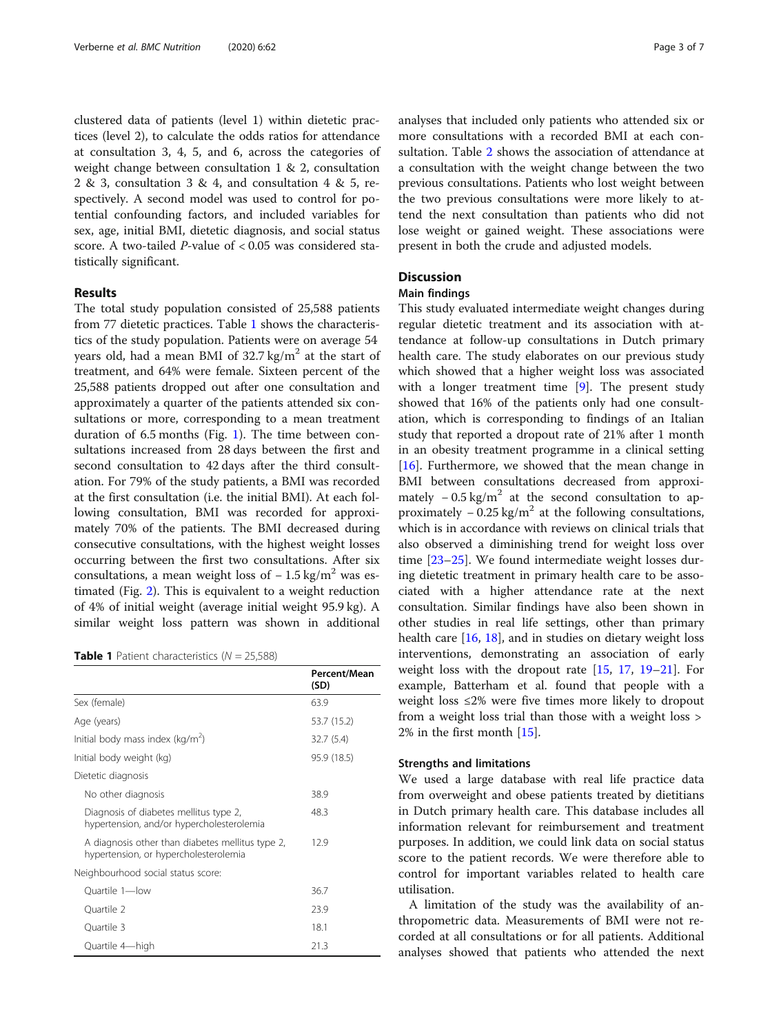clustered data of patients (level 1) within dietetic practices (level 2), to calculate the odds ratios for attendance at consultation 3, 4, 5, and 6, across the categories of weight change between consultation 1 & 2, consultation 2 & 3, consultation 3 & 4, and consultation 4 & 5, respectively. A second model was used to control for potential confounding factors, and included variables for sex, age, initial BMI, dietetic diagnosis, and social status score. A two-tailed $P$-value of $< 0.05$ was considered statistically significant.

## Results

The total study population consisted of 25,588 patients from 77 dietetic practices. Table 1 shows the characteristics of the study population. Patients were on average 54 years old, had a mean BMI of 32.7 $kg/m^2$ at the start of treatment, and 64% were female. Sixteen percent of the 25,588 patients dropped out after one consultation and approximately a quarter of the patients attended six consultations or more, corresponding to a mean treatment duration of 6.5 months (Fig. 1). The time between consultations increased from 28 days between the first and second consultation to 42 days after the third consultation. For 79% of the study patients, a BMI was recorded at the first consultation (i.e. the initial BMI). At each following consultation, BMI was recorded for approximately 70% of the patients. The BMI decreased during consecutive consultations, with the highest weight losses occurring between the first two consultations. After six consultations, a mean weight loss of $-1.5$ $kg/m^2$ was estimated (Fig. 2). This is equivalent to a weight reduction of 4% of initial weight (average initial weight 95.9 kg). A similar weight loss pattern was shown in additional analyses that included only patients who attended six or more consultations with a recorded BMI at each consultation. Table 2 shows the association of attendance at a consultation with the weight change between the two previous consultations. Patients who lost weight between the two previous consultations were more likely to attend the next consultation than patients who did not lose weight or gained weight. These associations were present in both the crude and adjusted models.

**Table 1** Patient characteristics ($N = 25,588$)

| | Percent/Mean (SD) |
|---|---|
| Sex (female) | 63.9 |
| Age (years) | 53.7 (15.2) |
| Initial body mass index ($kg/m^2$) | 32.7 (5.4) |
| Initial body weight (kg) | 95.9 (18.5) |
| Dietetic diagnosis | |
| No other diagnosis | 38.9 |
| Diagnosis of diabetes mellitus type 2, hypertension, and/or hypercholesterolemia | 48.3 |
| A diagnosis other than diabetes mellitus type 2, hypertension, or hypercholesterolemia | 12.9 |
| Neighbourhood social status score: | |
| Quartile 1—low | 36.7 |
| Quartile 2 | 23.9 |
| Quartile 3 | 18.1 |
| Quartile 4—high | 21.3 |

## Discussion

### Main findings

This study evaluated intermediate weight changes during regular dietetic treatment and its association with attendance at follow-up consultations in Dutch primary health care. The study elaborates on our previous study which showed that a higher weight loss was associated with a longer treatment time [9]. The present study showed that 16% of the patients only had one consultation, which is corresponding to findings of an Italian study that reported a dropout rate of 21% after 1 month in an obesity treatment programme in a clinical setting [16]. Furthermore, we showed that the mean change in BMI between consultations decreased from approximately $-0.5$ $kg/m^2$ at the second consultation to approximately $-0.25$ $kg/m^2$ at the following consultations, which is in accordance with reviews on clinical trials that also observed a diminishing trend for weight loss over time [23–25]. We found intermediate weight losses during dietetic treatment in primary health care to be associated with a higher attendance rate at the next consultation. Similar findings have also been shown in other studies in real life settings, other than primary health care [16, 18], and in studies on dietary weight loss interventions, demonstrating an association of early weight loss with the dropout rate [15, 17, 19–21]. For example, Batterham et al. found that people with a weight loss ≤2% were five times more likely to dropout from a weight loss trial than those with a weight loss > 2% in the first month [15].

### Strengths and limitations

We used a large database with real life practice data from overweight and obese patients treated by dietitians in Dutch primary health care. This database includes all information relevant for reimbursement and treatment purposes. In addition, we could link data on social status score to the patient records. We were therefore able to control for important variables related to health care utilisation.

A limitation of the study was the availability of anthropometric data. Measurements of BMI were not recorded at all consultations or for all patients. Additional analyses showed that patients who attended the next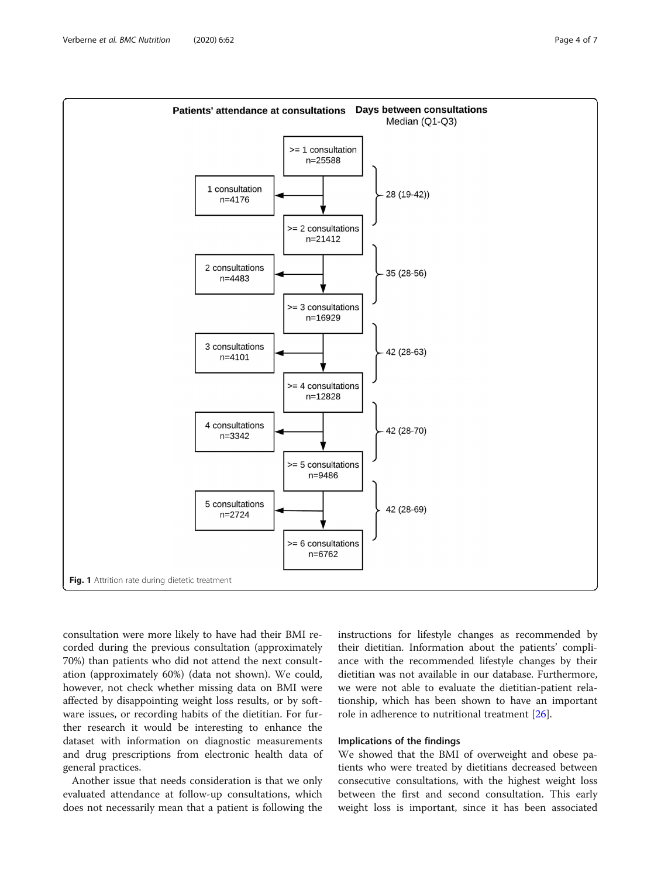Patients' attendance at consultations — Days between consultations, Median (Q1-Q3)

- >= 1 consultation n=25588 → 1 consultation n=4176; 28 (19-42))
- >= 2 consultations n=21412 → 2 consultations n=4483; 35 (28-56)
- >= 3 consultations n=16929 → 3 consultations n=4101; 42 (28-63)
- >= 4 consultations n=12828 → 4 consultations n=3342; 42 (28-70)
- >= 5 consultations n=9486 → 5 consultations n=2724; 42 (28-69)
- >= 6 consultations n=6762

**Fig. 1** Attrition rate during dietetic treatment

consultation were more likely to have had their BMI recorded during the previous consultation (approximately 70%) than patients who did not attend the next consultation (approximately 60%) (data not shown). We could, however, not check whether missing data on BMI were affected by disappointing weight loss results, or by software issues, or recording habits of the dietitian. For further research it would be interesting to enhance the dataset with information on diagnostic measurements and drug prescriptions from electronic health data of general practices.

Another issue that needs consideration is that we only evaluated attendance at follow-up consultations, which does not necessarily mean that a patient is following the instructions for lifestyle changes as recommended by their dietitian. Information about the patients' compliance with the recommended lifestyle changes by their dietitian was not available in our database. Furthermore, we were not able to evaluate the dietitian-patient relationship, which has been shown to have an important role in adherence to nutritional treatment [26].

### Implications of the findings

We showed that the BMI of overweight and obese patients who were treated by dietitians decreased between consecutive consultations, with the highest weight loss between the first and second consultation. This early weight loss is important, since it has been associated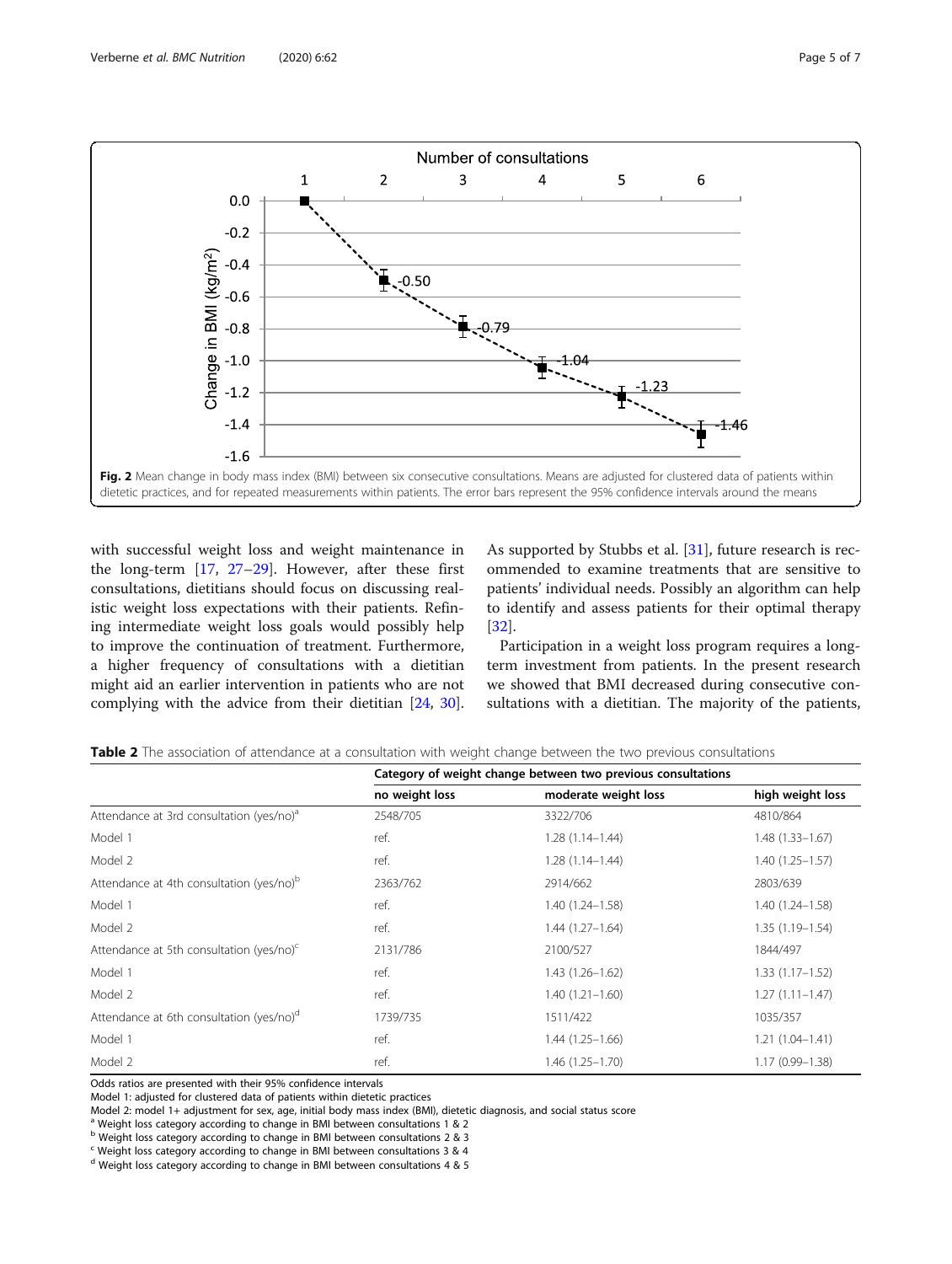Fig. 2 Mean change in body mass index (BMI) between six consecutive consultations. Means are adjusted for clustered data of patients within dietetic practices, and for repeated measurements within patients. The error bars represent the 95% confidence intervals around the means

with successful weight loss and weight maintenance in the long-term [17, 27–29]. However, after these first consultations, dietitians should focus on discussing realistic weight loss expectations with their patients. Refining intermediate weight loss goals would possibly help to improve the continuation of treatment. Furthermore, a higher frequency of consultations with a dietitian might aid an earlier intervention in patients who are not complying with the advice from their dietitian [24, 30]. As supported by Stubbs et al. [31], future research is recommended to examine treatments that are sensitive to patients' individual needs. Possibly an algorithm can help to identify and assess patients for their optimal therapy [32].

Participation in a weight loss program requires a long-term investment from patients. In the present research we showed that BMI decreased during consecutive consultations with a dietitian. The majority of the patients,

**Table 2** The association of attendance at a consultation with weight change between the two previous consultations

| | Category of weight change between two previous consultations | | |
|---|---|---|---|
| | no weight loss | moderate weight loss | high weight loss |
| Attendance at 3rd consultation (yes/no)[a] | 2548/705 | 3322/706 | 4810/864 |
| Model 1 | ref. | 1.28 (1.14–1.44) | 1.48 (1.33–1.67) |
| Model 2 | ref. | 1.28 (1.14–1.44) | 1.40 (1.25–1.57) |
| Attendance at 4th consultation (yes/no)[b] | 2363/762 | 2914/662 | 2803/639 |
| Model 1 | ref. | 1.40 (1.24–1.58) | 1.40 (1.24–1.58) |
| Model 2 | ref. | 1.44 (1.27–1.64) | 1.35 (1.19–1.54) |
| Attendance at 5th consultation (yes/no)[c] | 2131/786 | 2100/527 | 1844/497 |
| Model 1 | ref. | 1.43 (1.26–1.62) | 1.33 (1.17–1.52) |
| Model 2 | ref. | 1.40 (1.21–1.60) | 1.27 (1.11–1.47) |
| Attendance at 6th consultation (yes/no)[d] | 1739/735 | 1511/422 | 1035/357 |
| Model 1 | ref. | 1.44 (1.25–1.66) | 1.21 (1.04–1.41) |
| Model 2 | ref. | 1.46 (1.25–1.70) | 1.17 (0.99–1.38) |

Odds ratios are presented with their 95% confidence intervals
Model 1: adjusted for clustered data of patients within dietetic practices
Model 2: model 1+ adjustment for sex, age, initial body mass index (BMI), dietetic diagnosis, and social status score
[a] Weight loss category according to change in BMI between consultations 1 & 2
[b] Weight loss category according to change in BMI between consultations 2 & 3
[c] Weight loss category according to change in BMI between consultations 3 & 4
[d] Weight loss category according to change in BMI between consultations 4 & 5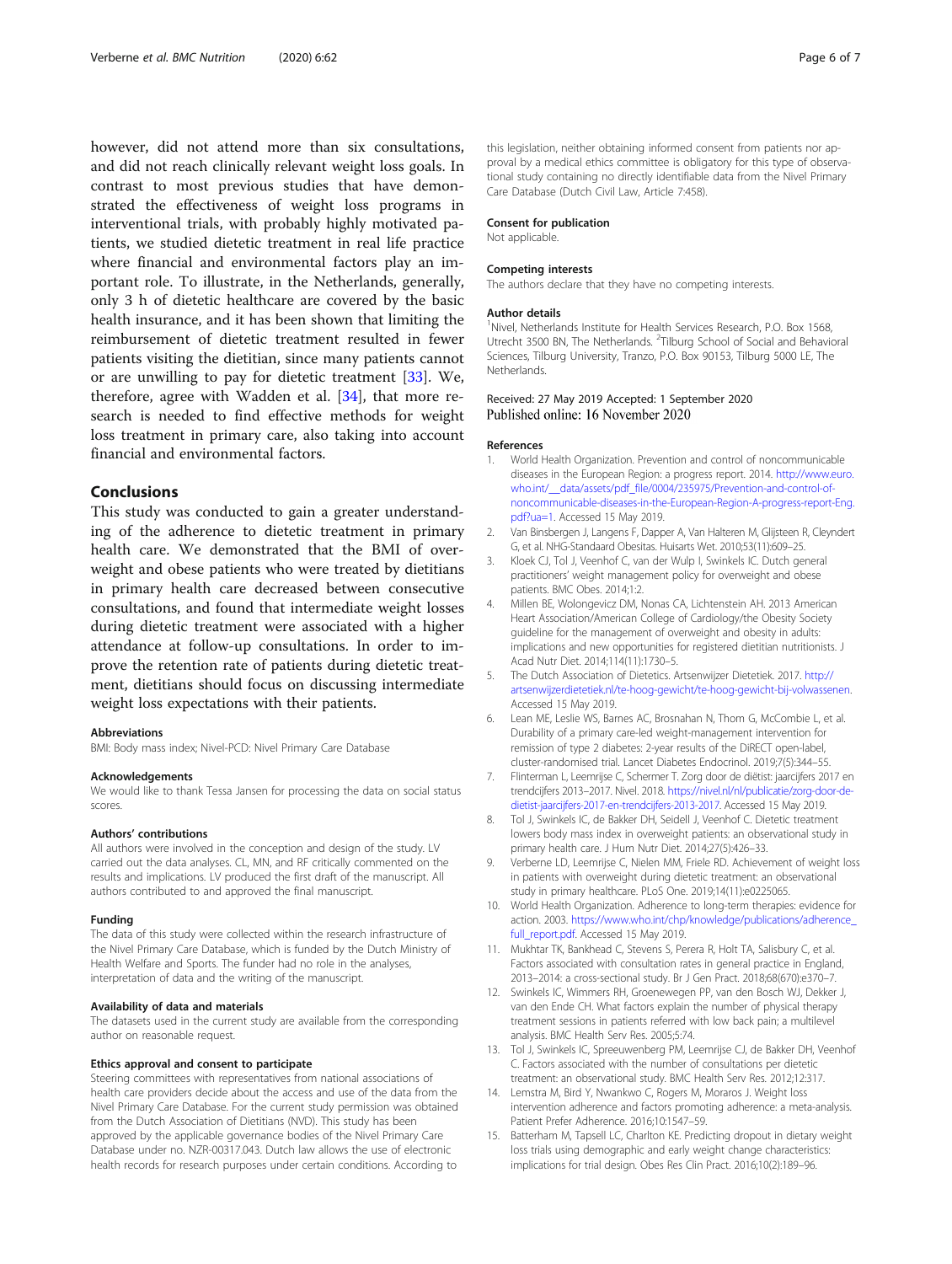however, did not attend more than six consultations, and did not reach clinically relevant weight loss goals. In contrast to most previous studies that have demonstrated the effectiveness of weight loss programs in interventional trials, with probably highly motivated patients, we studied dietetic treatment in real life practice where financial and environmental factors play an important role. To illustrate, in the Netherlands, generally, only 3 h of dietetic healthcare are covered by the basic health insurance, and it has been shown that limiting the reimbursement of dietetic treatment resulted in fewer patients visiting the dietitian, since many patients cannot or are unwilling to pay for dietetic treatment [33]. We, therefore, agree with Wadden et al. [34], that more research is needed to find effective methods for weight loss treatment in primary care, also taking into account financial and environmental factors.

## Conclusions

This study was conducted to gain a greater understanding of the adherence to dietetic treatment in primary health care. We demonstrated that the BMI of overweight and obese patients who were treated by dietitians in primary health care decreased between consecutive consultations, and found that intermediate weight losses during dietetic treatment were associated with a higher attendance at follow-up consultations. In order to improve the retention rate of patients during dietetic treatment, dietitians should focus on discussing intermediate weight loss expectations with their patients.

### Abbreviations

BMI: Body mass index; Nivel-PCD: Nivel Primary Care Database

### Acknowledgements

We would like to thank Tessa Jansen for processing the data on social status scores.

### Authors' contributions

All authors were involved in the conception and design of the study. LV carried out the data analyses. CL, MN, and RF critically commented on the results and implications. LV produced the first draft of the manuscript. All authors contributed to and approved the final manuscript.

### Funding

The data of this study were collected within the research infrastructure of the Nivel Primary Care Database, which is funded by the Dutch Ministry of Health Welfare and Sports. The funder had no role in the analyses, interpretation of data and the writing of the manuscript.

### Availability of data and materials

The datasets used in the current study are available from the corresponding author on reasonable request.

### Ethics approval and consent to participate

Steering committees with representatives from national associations of health care providers decide about the access and use of the data from the Nivel Primary Care Database. For the current study permission was obtained from the Dutch Association of Dietitians (NVD). This study has been approved by the applicable governance bodies of the Nivel Primary Care Database under no. NZR-00317.043. Dutch law allows the use of electronic health records for research purposes under certain conditions. According to this legislation, neither obtaining informed consent from patients nor approval by a medical ethics committee is obligatory for this type of observational study containing no directly identifiable data from the Nivel Primary Care Database (Dutch Civil Law, Article 7:458).

### Consent for publication

Not applicable.

### Competing interests

The authors declare that they have no competing interests.

### Author details

[1]Nivel, Netherlands Institute for Health Services Research, P.O. Box 1568, Utrecht 3500 BN, The Netherlands. [2]Tilburg School of Social and Behavioral Sciences, Tilburg University, Tranzo, P.O. Box 90153, Tilburg 5000 LE, The Netherlands.

Received: 27 May 2019 Accepted: 1 September 2020
Published online: 16 November 2020

### References

1. World Health Organization. Prevention and control of noncommunicable diseases in the European Region: a progress report. 2014. http://www.euro.who.int/__data/assets/pdf_file/0004/235975/Prevention-and-control-of-noncommunicable-diseases-in-the-European-Region-A-progress-report-Eng.pdf?ua=1. Accessed 15 May 2019.
2. Van Binsbergen J, Langens F, Dapper A, Van Halteren M, Glijsteen R, Cleyndert G, et al. NHG-Standaard Obesitas. Huisarts Wet. 2010;53(11):609–25.
3. Kloek CJ, Tol J, Veenhof C, van der Wulp I, Swinkels IC. Dutch general practitioners' weight management policy for overweight and obese patients. BMC Obes. 2014;1:2.
4. Millen BE, Wolongevicz DM, Nonas CA, Lichtenstein AH. 2013 American Heart Association/American College of Cardiology/the Obesity Society guideline for the management of overweight and obesity in adults: implications and new opportunities for registered dietitian nutritionists. J Acad Nutr Diet. 2014;114(11):1730–5.
5. The Dutch Association of Dietetics. Artsenwijzer Dietetiek. 2017. http://artsenwijzerdietetiek.nl/te-hoog-gewicht/te-hoog-gewicht-bij-volwassenen. Accessed 15 May 2019.
6. Lean ME, Leslie WS, Barnes AC, Brosnahan N, Thom G, McCombie L, et al. Durability of a primary care-led weight-management intervention for remission of type 2 diabetes: 2-year results of the DiRECT open-label, cluster-randomised trial. Lancet Diabetes Endocrinol. 2019;7(5):344–55.
7. Flinterman L, Leemrijse C, Schermer T. Zorg door de diëtist: jaarcijfers 2017 en trendcijfers 2013–2017. Nivel. 2018. https://nivel.nl/nl/publicatie/zorg-door-de-dietist-jaarcijfers-2017-en-trendcijfers-2013-2017. Accessed 15 May 2019.
8. Tol J, Swinkels IC, de Bakker DH, Seidell J, Veenhof C. Dietetic treatment lowers body mass index in overweight patients: an observational study in primary health care. J Hum Nutr Diet. 2014;27(5):426–33.
9. Verberne LD, Leemrijse C, Nielen MM, Friele RD. Achievement of weight loss in patients with overweight during dietetic treatment: an observational study in primary healthcare. PLoS One. 2019;14(11):e0225065.
10. World Health Organization. Adherence to long-term therapies: evidence for action. 2003. https://www.who.int/chp/knowledge/publications/adherence_full_report.pdf. Accessed 15 May 2019.
11. Mukhtar TK, Bankhead C, Stevens S, Perera R, Holt TA, Salisbury C, et al. Factors associated with consultation rates in general practice in England, 2013–2014: a cross-sectional study. Br J Gen Pract. 2018;68(670):e370–7.
12. Swinkels IC, Wimmers RH, Groenewegen PP, van den Bosch WJ, Dekker J, van den Ende CH. What factors explain the number of physical therapy treatment sessions in patients referred with low back pain; a multilevel analysis. BMC Health Serv Res. 2005;5:74.
13. Tol J, Swinkels IC, Spreeuwenberg PM, Leemrijse CJ, de Bakker DH, Veenhof C. Factors associated with the number of consultations per dietetic treatment: an observational study. BMC Health Serv Res. 2012;12:317.
14. Lemstra M, Bird Y, Nwankwo C, Rogers M, Moraros J. Weight loss intervention adherence and factors promoting adherence: a meta-analysis. Patient Prefer Adherence. 2016;10:1547–59.
15. Batterham M, Tapsell LC, Charlton KE. Predicting dropout in dietary weight loss trials using demographic and early weight change characteristics: implications for trial design. Obes Res Clin Pract. 2016;10(2):189–96.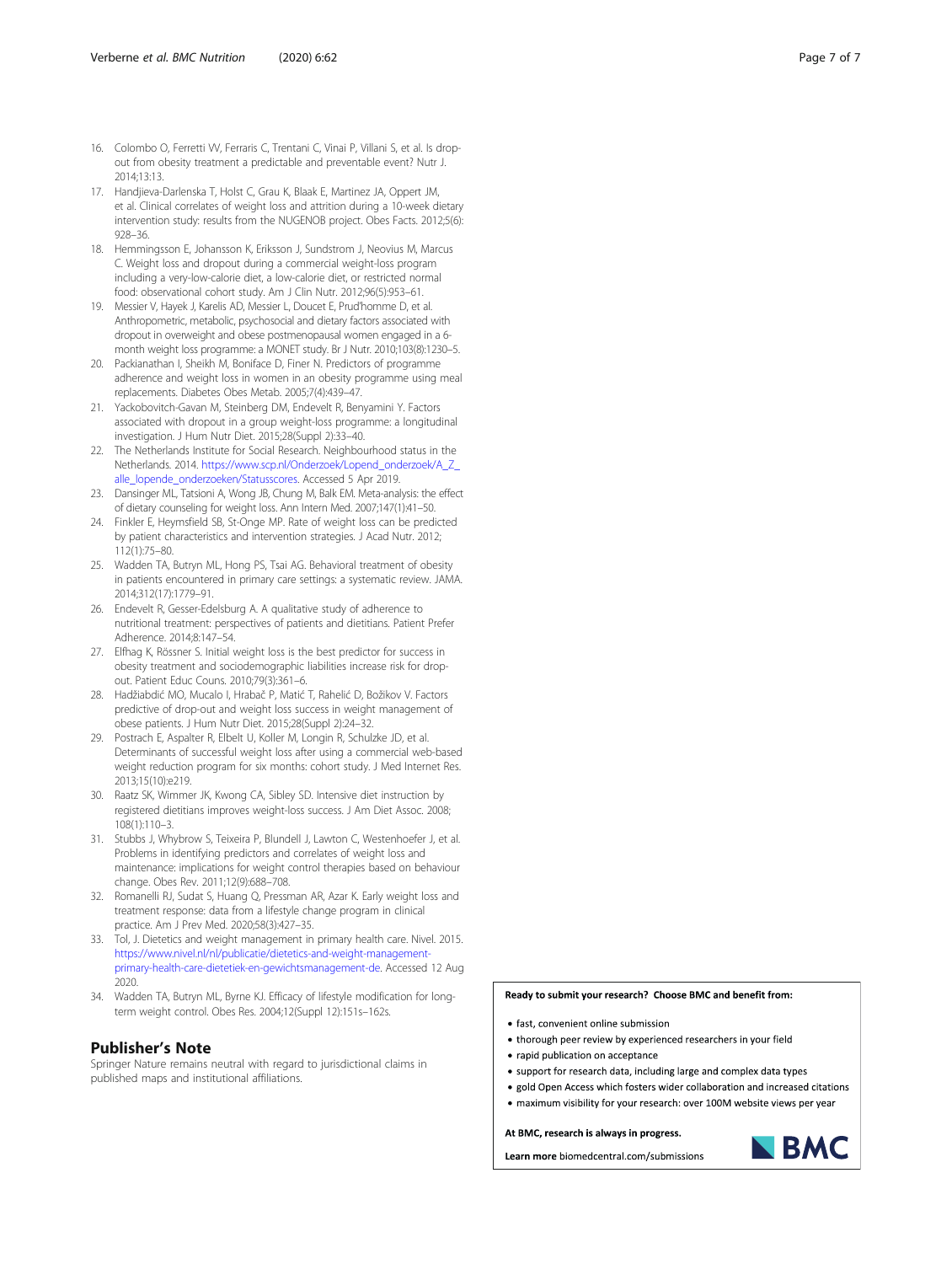16. Colombo O, Ferretti VV, Ferraris C, Trentani C, Vinai P, Villani S, et al. Is drop-out from obesity treatment a predictable and preventable event? Nutr J. 2014;13:13.
17. Handjieva-Darlenska T, Holst C, Grau K, Blaak E, Martinez JA, Oppert JM, et al. Clinical correlates of weight loss and attrition during a 10-week dietary intervention study: results from the NUGENOB project. Obes Facts. 2012;5(6): 928–36.
18. Hemmingsson E, Johansson K, Eriksson J, Sundstrom J, Neovius M, Marcus C. Weight loss and dropout during a commercial weight-loss program including a very-low-calorie diet, a low-calorie diet, or restricted normal food: observational cohort study. Am J Clin Nutr. 2012;96(5):953–61.
19. Messier V, Hayek J, Karelis AD, Messier L, Doucet E, Prud'homme D, et al. Anthropometric, metabolic, psychosocial and dietary factors associated with dropout in overweight and obese postmenopausal women engaged in a 6-month weight loss programme: a MONET study. Br J Nutr. 2010;103(8):1230–5.
20. Packianathan I, Sheikh M, Boniface D, Finer N. Predictors of programme adherence and weight loss in women in an obesity programme using meal replacements. Diabetes Obes Metab. 2005;7(4):439–47.
21. Yackobovitch-Gavan M, Steinberg DM, Endevelt R, Benyamini Y. Factors associated with dropout in a group weight-loss programme: a longitudinal investigation. J Hum Nutr Diet. 2015;28(Suppl 2):33–40.
22. The Netherlands Institute for Social Research. Neighbourhood status in the Netherlands. 2014. https://www.scp.nl/Onderzoek/Lopend_onderzoek/A_Z_alle_lopende_onderzoeken/Statusscores. Accessed 5 Apr 2019.
23. Dansinger ML, Tatsioni A, Wong JB, Chung M, Balk EM. Meta-analysis: the effect of dietary counseling for weight loss. Ann Intern Med. 2007;147(1):41–50.
24. Finkler E, Heymsfield SB, St-Onge MP. Rate of weight loss can be predicted by patient characteristics and intervention strategies. J Acad Nutr. 2012; 112(1):75–80.
25. Wadden TA, Butryn ML, Hong PS, Tsai AG. Behavioral treatment of obesity in patients encountered in primary care settings: a systematic review. JAMA. 2014;312(17):1779–91.
26. Endevelt R, Gesser-Edelsburg A. A qualitative study of adherence to nutritional treatment: perspectives of patients and dietitians. Patient Prefer Adherence. 2014;8:147–54.
27. Elfhag K, Rössner S. Initial weight loss is the best predictor for success in obesity treatment and sociodemographic liabilities increase risk for drop-out. Patient Educ Couns. 2010;79(3):361–6.
28. Hadžiabdić MO, Mucalo I, Hrabač P, Matić T, Rahelić D, Božikov V. Factors predictive of drop-out and weight loss success in weight management of obese patients. J Hum Nutr Diet. 2015;28(Suppl 2):24–32.
29. Postrach E, Aspalter R, Elbelt U, Koller M, Longin R, Schulzke JD, et al. Determinants of successful weight loss after using a commercial web-based weight reduction program for six months: cohort study. J Med Internet Res. 2013;15(10):e219.
30. Raatz SK, Wimmer JK, Kwong CA, Sibley SD. Intensive diet instruction by registered dietitians improves weight-loss success. J Am Diet Assoc. 2008; 108(1):110–3.
31. Stubbs J, Whybrow S, Teixeira P, Blundell J, Lawton C, Westenhoefer J, et al. Problems in identifying predictors and correlates of weight loss and maintenance: implications for weight control therapies based on behaviour change. Obes Rev. 2011;12(9):688–708.
32. Romanelli RJ, Sudat S, Huang Q, Pressman AR, Azar K. Early weight loss and treatment response: data from a lifestyle change program in clinical practice. Am J Prev Med. 2020;58(3):427–35.
33. Tol, J. Dietetics and weight management in primary health care. Nivel. 2015. https://www.nivel.nl/nl/publicatie/dietetics-and-weight-management-primary-health-care-dietetiek-en-gewichtsmanagement-de. Accessed 12 Aug 2020.
34. Wadden TA, Butryn ML, Byrne KJ. Efficacy of lifestyle modification for long-term weight control. Obes Res. 2004;12(Suppl 12):151s–162s.

## Publisher's Note

Springer Nature remains neutral with regard to jurisdictional claims in published maps and institutional affiliations.

**Ready to submit your research? Choose BMC and benefit from:**

- fast, convenient online submission
- thorough peer review by experienced researchers in your field
- rapid publication on acceptance
- support for research data, including large and complex data types
- gold Open Access which fosters wider collaboration and increased citations
- maximum visibility for your research: over 100M website views per year

**At BMC, research is always in progress.**

**Learn more** biomedcentral.com/submissions